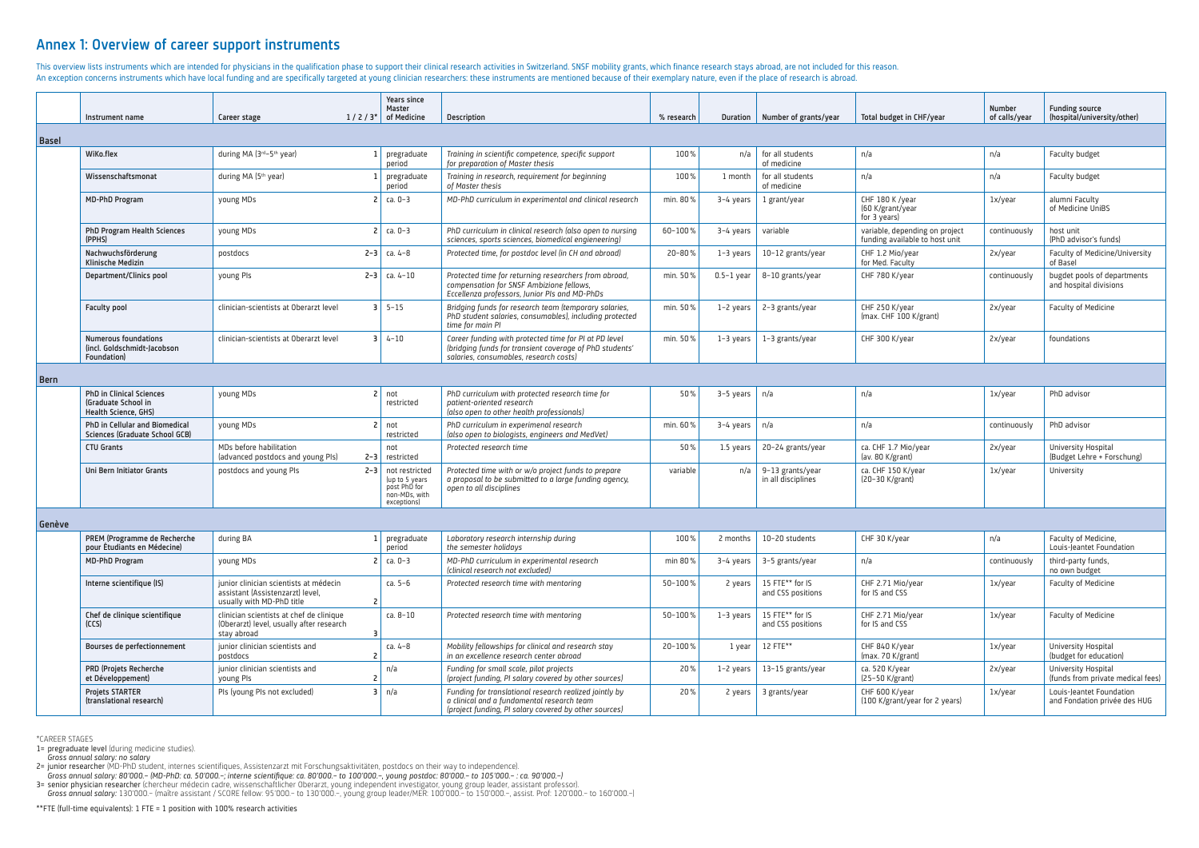## Annex 1: Overview of career support instruments

This overview lists instruments which are intended for physicians in the qualification phase to support their clinical research activities in Switzerland. SNSF mobility grants, which finance research stays abroad, are not included for this reason. An exception concerns instruments which have local funding and are specifically targeted at young clinician researchers: these instruments are mentioned because of their exemplary nature, even if the place of research is abroad.

| | Instrument name | Career stage | 1 / 2 / 3* | Years since Master of Medicine | Description | % research | Duration | Number of grants/year | Total budget in CHF/year | Number of calls/year | Funding source (hospital/university/other) |
|---|---|---|---|---|---|---|---|---|---|---|---|
| **Basel** | | | | | | | | | | | |
| | **WiKo.flex** | during MA (3rd–5th year) | 1 | pregraduate period | *Training in scientific competence, specific support for preparation of Master thesis* | 100% | n/a | for all students of medicine | n/a | n/a | Faculty budget |
| | **Wissenschaftsmonat** | during MA (5th year) | 1 | pregraduate period | *Training in research, requirement for beginning of Master thesis* | 100% | 1 month | for all students of medicine | n/a | n/a | Faculty budget |
| | **MD-PhD Program** | young MDs | 2 | ca. 0–3 | *MD-PhD curriculum in experimental and clinical research* | min. 80% | 3–4 years | 1 grant/year | CHF 180 K /year (60 K/grant/year for 3 years) | 1x/year | alumni Faculty of Medicine UniBS |
| | **PhD Program Health Sciences (PPHS)** | young MDs | 2 | ca. 0–3 | *PhD curriculum in clinical research (also open to nursing sciences, sports sciences, biomedical engieneering)* | 60–100% | 3–4 years | variable | variable, depending on project funding available to host unit | continuously | host unit (PhD advisor's funds) |
| | **Nachwuchsförderung Klinische Medizin** | postdocs | 2–3 | ca. 4–8 | *Protected time, for postdoc level (in CH and abroad)* | 20–80% | 1–3 years | 10–12 grants/year | CHF 1.2 Mio/year for Med. Faculty | 2x/year | Faculty of Medicine/University of Basel |
| | **Department/Clinics pool** | young PIs | 2–3 | ca. 4–10 | *Protected time for returning researchers from abroad, compensation for SNSF Ambizione fellows, Eccellenza professors, Junior PIs and MD-PhDs* | min. 50% | 0.5–1 year | 8–10 grants/year | CHF 780 K/year | continuously | bugdet pools of departments and hospital divisions |
| | **Faculty pool** | clinician-scientists at Oberarzt level | 3 | 5–15 | *Bridging funds for research team (temporary salaries, PhD student salaries, consumables), including protected time for main PI* | min. 50% | 1–2 years | 2–3 grants/year | CHF 250 K/year (max. CHF 100 K/grant) | 2x/year | Faculty of Medicine |
| | **Numerous foundations (incl. Goldschmidt-Jacobson Foundation)** | clinician-scientists at Oberarzt level | 3 | 4–10 | *Career funding with protected time for PI at PD level (bridging funds for transient coverage of PhD students' salaries, consumables, research costs)* | min. 50% | 1–3 years | 1–3 grants/year | CHF 300 K/year | 2x/year | foundations |
| **Bern** | | | | | | | | | | | |
| | **PhD in Clinical Sciences (Graduate School in Health Science, GHS)** | young MDs | 2 | not restricted | *PhD curriculum with protected research time for patient-oriented research (also open to other health professionals)* | 50% | 3–5 years | n/a | n/a | 1x/year | PhD advisor |
| | **PhD in Cellular and Biomedical Sciences (Graduate School GCB)** | young MDs | 2 | not restricted | *PhD curriculum in experimental research (also open to biologists, engineers and MedVet)* | min. 60% | 3–4 years | n/a | n/a | continuously | PhD advisor |
| | **CTU Grants** | MDs before habilitation (advanced postdocs and young PIs) | 2–3 | not restricted | *Protected research time* | 50% | 1.5 years | 20–24 grants/year | ca. CHF 1.7 Mio/year (av. 80 K/grant) | 2x/year | University Hospital (Budget Lehre + Forschung) |
| | **Uni Bern Initiator Grants** | postdocs and young PIs | 2–3 | not restricted (up to 5 years post PhD for non-MDs, with exceptions) | *Protected time with or w/o project funds to prepare a proposal to be submitted to a large funding agency, open to all disciplines* | variable | n/a | 9–13 grants/year in all disciplines | ca. CHF 150 K/year (20–30 K/grant) | 1x/year | University |
| **Genève** | | | | | | | | | | | |
| | **PREM (Programme de Recherche pour Étudiants en Médecine)** | during BA | 1 | pregraduate period | *Laboratory research internship during the semester holidays* | 100% | 2 months | 10–20 students | CHF 30 K/year | n/a | Faculty of Medicine, Louis-Jeantet Foundation |
| | **MD-PhD Program** | young MDs | 2 | ca. 0–3 | *MD-PhD curriculum in experimental research (clinical research not excluded)* | min 80% | 3–4 years | 3–5 grants/year | n/a | continuously | third-party funds, no own budget |
| | **Interne scientifique (IS)** | junior clinician scientists at médecin assistant (Assistenzarzt) level, usually with MD-PhD title | 2 | ca. 5–6 | *Protected research time with mentoring* | 50–100% | 2 years | 15 FTE** for IS and CSS positions | CHF 2.71 Mio/year for IS and CSS | 1x/year | Faculty of Medicine |
| | **Chef de clinique scientifique (CCS)** | clinician scientists at chef de clinique (Oberarzt) level, usually after research stay abroad | 3 | ca. 8–10 | *Protected research time with mentoring* | 50–100% | 1–3 years | 15 FTE** for IS and CSS positions | CHF 2.71 Mio/year for IS and CSS | 1x/year | Faculty of Medicine |
| | **Bourses de perfectionnement** | junior clinician scientists and postdocs | 2 | ca. 4–8 | *Mobility fellowships for clinical and research stay in an excellence research center abroad* | 20–100% | 1 year | 12 FTE** | CHF 840 K/year (max. 70 K/grant) | 1x/year | University Hospital (budget for education) |
| | **PRD (Projets Recherche et Développement)** | junior clinician scientists and young PIs | 2 | n/a | *Funding for small scale, pilot projects (project funding, PI salary covered by other sources)* | 20% | 1–2 years | 13–15 grants/year | ca. 520 K/year (25–50 K/grant) | 2x/year | University Hospital (funds from private medical fees) |
| | **Projets STARTER (translational research)** | PIs (young PIs not excluded) | 3 | n/a | *Funding for translational research realized jointly by a clinical and a fundamental research team (project funding, PI salary covered by other sources)* | 20% | 2 years | 3 grants/year | CHF 600 K/year (100 K/grant/year for 2 years) | 1x/year | Louis-Jeantet Foundation and Fondation privée des HUG |

*CAREER STAGES

1= **pregraduate level** (during medicine studies).
*Gross annual salary: no salary*

2= **junior researcher** (MD-PhD student, internes scientifiques, Assistenzarzt mit Forschungsaktivitäten, postdocs on their way to independence).
*Gross annual salary: 80'000.– (MD-PhD: ca. 50'000.–; interne scientifique: ca. 80'000.– to 100'000.–, young postdoc: 80'000.– to 105'000.– : ca. 90'000.–)*

3= **senior physician researcher** (chercheur médecin cadre, wissenschaftlicher Oberarzt, young independent investigator, young group leader, assistant professor).
*Gross annual salary: 130'000.– (maître assistant / SCORE fellow: 95'000.– to 130'000.–, young group leader/MER: 100'000.– to 150'000.–, assist. Prof: 120'000.– to 160'000.–)*

**FTE (full-time equivalents): 1 FTE = 1 position with 100% research activities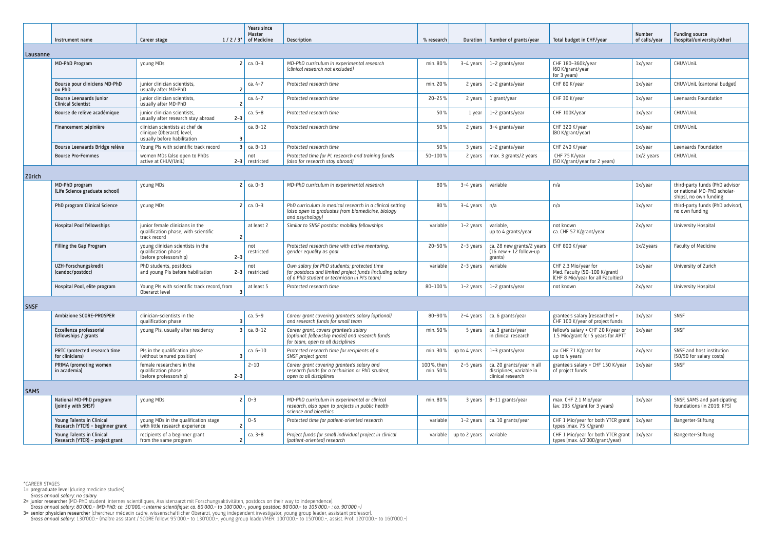| | Instrument name | Career stage | 1 / 2 / 3* | Years since Master of Medicine | Description | % research | Duration | Number of grants/year | Total budget in CHF/year | Number of calls/year | Funding source (hospital/university/other) |
|---|---|---|---|---|---|---|---|---|---|---|---|
| **Lausanne** | | | | | | | | | | | |
| | **MD-PhD Program** | young MDs | 2 | ca. 0–3 | *MD-PhD curriculum in experimental research (clinical research not excluded)* | min. 80% | 3–4 years | 1–2 grants/year | CHF 180–360k/year (60 K/grant/year for 3 years) | 1x/year | CHUV/UniL |
| | **Bourse pour cliniciens MD-PhD ou PhD** | junior clinician scientists, usually after MD-PhD | 2 | ca. 4–7 | *Protected research time* | min. 20% | 2 years | 1–2 grants/year | CHF 80 K/year | 1x/year | CHUV/UniL (cantonal budget) |
| | **Bourse Leenaards Junior Clinical Scientist** | junior clinician scientists, usually after MD-PhD | 2 | ca. 4–7 | *Protected research time* | 20–25% | 2 years | 1 grant/year | CHF 30 K/year | 1x/year | Leenaards Foundation |
| | **Bourse de relève académique** | junior clinician scientists, usually after research stay abroad | 2–3 | ca. 5–8 | *Protected research time* | 50% | 1 year | 1–2 grants/year | CHF 100K/year | 1x/year | CHUV/UniL |
| | **Financement pépinière** | clinician scientists at chef de clinique (Oberarzt) level, usually before habilitation | 3 | ca. 8–12 | *Protected research time* | 50% | 2 years | 3–4 grants/year | CHF 320 K/year (80 K/grant/year) | 1x/year | CHUV/UniL |
| | **Bourse Leenaards Bridge relève** | Young PIs with scientific track record | 3 | ca. 8–13 | *Protected research time* | 50% | 3 years | 1–2 grants/year | CHF 240 K/year | 1x/year | Leenaards Foundation |
| | **Bourse Pro-Femmes** | women MDs (also open to PhDs active at CHUV/UniL) | 2–3 | not restricted | *Protected time for PI, research and training funds (also for research stay abroad)* | 50–100% | 2 years | max. 3 grants/2 years | CHF 75 K/year (50 K/grant/year for 2 years) | 1x/2 years | CHUV/UniL |
| **Zürich** | | | | | | | | | | | |
| | **MD-PhD program (Life Science graduate school)** | young MDs | 2 | ca. 0–3 | *MD-PhD curriculum in experimental research* | 80% | 3–4 years | variable | n/a | 1x/year | third-party funds (PhD advisor or national MD-PhD scholarships), no own funding |
| | **PhD program Clinical Science** | young MDs | 2 | ca. 0–3 | *PhD curriculum in medical research in a clinical setting (also open to graduates from biomedicine, biology and psychology)* | 80% | 3–4 years | n/a | n/a | 1x/year | third-party funds (PhD advisor), no own funding |
| | **Hospital Pool fellowships** | junior female clinicians in the qualification phase, with scientific track record | 2 | at least 2 | *Similar to SNSF postdoc mobility fellowships* | variable | 1–2 years | variable, up to 4 grants/year | not known ca. CHF 57 K/grant/year | 2x/year | University Hospital |
| | **Filling the Gap Program** | young clinician scientists in the qualification phase (before professorship) | 2–3 | not restricted | *Protected research time with active mentoring, gender equality as goal* | 20–50% | 2–3 years | ca. 28 new grants/2 years (16 new + 12 follow-up grants) | CHF 800 K/year | 1x/2years | Faculty of Medicine |
| | **UZH-Forschungskredit (candoc/postdoc)** | PhD students, postdocs and young PIs before habilitation | 2–3 | not restricted | *Own salary for PhD students; protected time for postdocs and limited project funds (including salary of a PhD student or technician in PI's team)* | variable | 2–3 years | variable | CHF 2.3 Mio/year for Med. Faculty (50–100 K/grant) (CHF 8 Mio/year for all Faculties) | 1x/year | University of Zurich |
| | **Hospital Pool, elite program** | Young PIs with scientific track record, from Oberarzt level | 3 | at least 5 | *Protected research time* | 80–100% | 1–2 years | 1–2 grants/year | not known | 2x/year | University Hospital |
| **SNSF** | | | | | | | | | | | |
| | **Ambizione SCORE-PROSPER** | clinician-scientists in the qualification phase | 3 | ca. 5–9 | *Career grant covering grantee's salary (optional) and research funds for small team* | 80–90% | 2–4 years | ca. 6 grants/year | grantee's salary (researcher) + CHF 100 K/year of project funds | 1x/year | SNSF |
| | **Eccellenza professorial fellowships / grants** | young PIs, usually after residency | 3 | ca. 8–12 | *Career grant, covers grantee's salary (optional: fellowship model) and research funds for team, open to all disciplines* | min. 50% | 5 years | ca. 3 grants/year in clinical research | fellow's salary + CHF 20 K/year or 1.5 Mio/grant for 5 years for APTT | 1x/year | SNSF |
| | **PRTC (protected research time for clinicians)** | PIs in the qualification phase (without tenured position) | 3 | ca. 6–10 | *Protected research time for recipients of a SNSF project grant* | min. 30% | up to 4 years | 1–3 grants/year | av. CHF 71 K/grant for up to 4 years | 2x/year | SNSF and host institution (50/50 for salary costs) |
| | **PRIMA (promoting women in academia)** | female researchers in the qualification phase (before professorship) | 2–3 | 2–10 | *Career grant covering grantee's salary and research funds for a technician or PhD student, open to all disciplines* | 100%, then min. 50% | 2–5 years | ca. 20 grants/year in all disciplines, variable in clinical research | grantee's salary + CHF 150 K/year of project funds | 1x/year | SNSF |
| **SAMS** | | | | | | | | | | | |
| | **National MD-PhD program (jointly with SNSF)** | young MDs | 2 | 0–3 | *MD-PhD curriculum in experimental or clinical research, also open to projects in public health science and bioethics* | min. 80% | 3 years | 8–11 grants/year | max. CHF 2.1 Mio/year (av. 195 K/grant for 3 years) | 1x/year | SNSF, SAMS and participating foundations (in 2019: KFS) |
| | **Young Talents in Clinical Research (YTCR) – beginner grant** | young MDs in the qualification stage with little research experience | 2 | 0–5 | *Protected time for patient-oriented research* | variable | 1–2 years | ca. 10 grants/year | CHF 1 Mio/year for both YTCR grant types (max. 75 K/grant) | 1x/year | Bangerter-Stiftung |
| | **Young Talents in Clinical Research (YTCR) – project grant** | recipients of a beginner grant from the same program | 2 | ca. 3–8 | *Project funds for small individual project in clinical (patient-oriented) research* | variable | up to 2 years | variable | CHF 1 Mio/year for both YTCR grant types (max. 40'000/grant/year) | 1x/year | Bangerter-Stiftung |

\*CAREER STAGES

1= pregraduate level (during medicine studies).
*Gross annual salary: no salary*

2= junior researcher (MD-PhD student, internes scientifiques, Assistenzarzt mit Forschungsaktivitäten, postdocs on their way to independence).
*Gross annual salary: 80'000.– (MD-PhD: ca. 50'000.–; interne scientifique: ca. 80'000.– to 100'000.–, young postdoc: 80'000.– to 105'000.– : ca. 90'000.–)*

3= senior physician researcher (chercheur médecin cadre, wissenschaftlicher Oberarzt, young independent investigator, young group leader, assistant professor).
*Gross annual salary:* 130'000.– (maître assistant / SCORE fellow: 95'000.– to 130'000.–, young group leader/MER: 100'000.– to 150'000.–, assist. Prof: 120'000.– to 160'000.–)